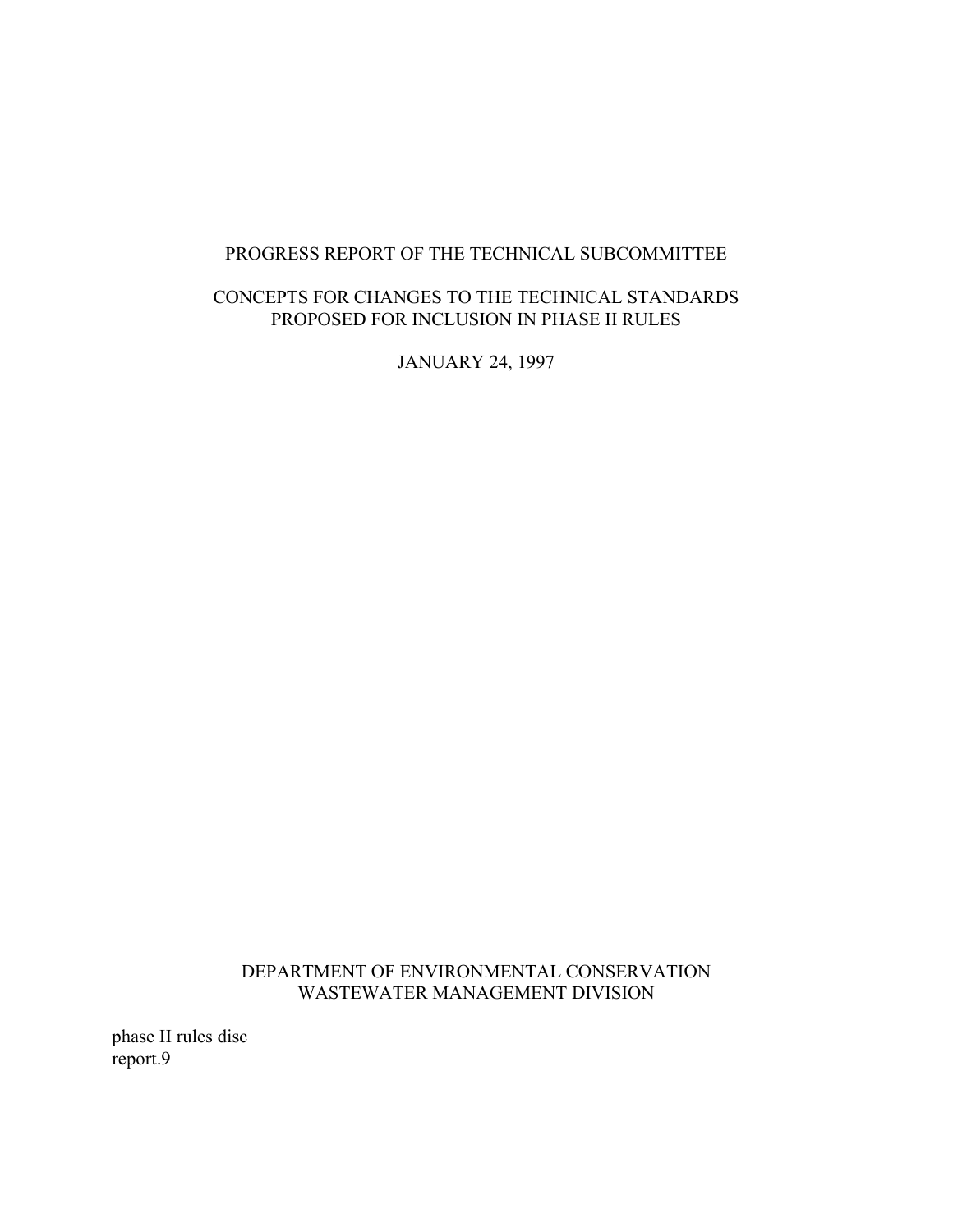# PROGRESS REPORT OF THE TECHNICAL SUBCOMMITTEE

## CONCEPTS FOR CHANGES TO THE TECHNICAL STANDARDS PROPOSED FOR INCLUSION IN PHASE II RULES

JANUARY 24, 1997

DEPARTMENT OF ENVIRONMENTAL CONSERVATION
WASTEWATER MANAGEMENT DIVISION

phase II rules disc
report.9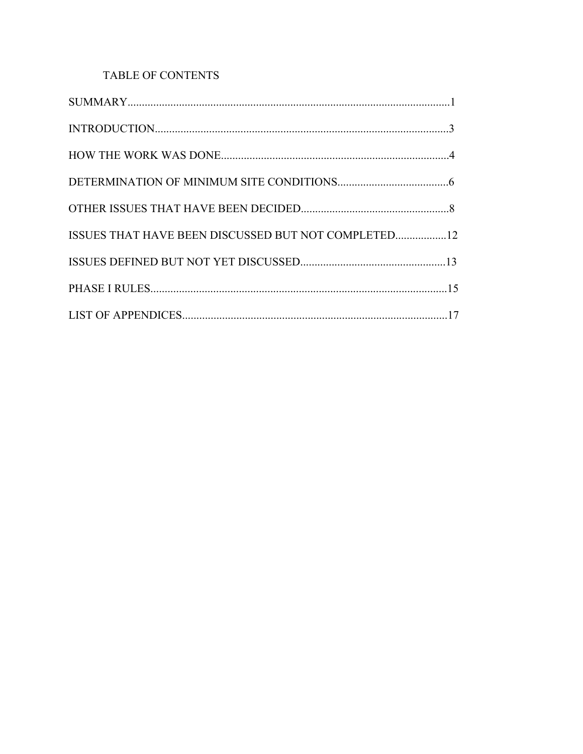# TABLE OF CONTENTS

SUMMARY.................................................................................................................1

INTRODUCTION.......................................................................................................3

HOW THE WORK WAS DONE................................................................................4

DETERMINATION OF MINIMUM SITE CONDITIONS.......................................6

OTHER ISSUES THAT HAVE BEEN DECIDED....................................................8

ISSUES THAT HAVE BEEN DISCUSSED BUT NOT COMPLETED..................12

ISSUES DEFINED BUT NOT YET DISCUSSED...................................................13

PHASE I RULES........................................................................................................15

LIST OF APPENDICES.............................................................................................17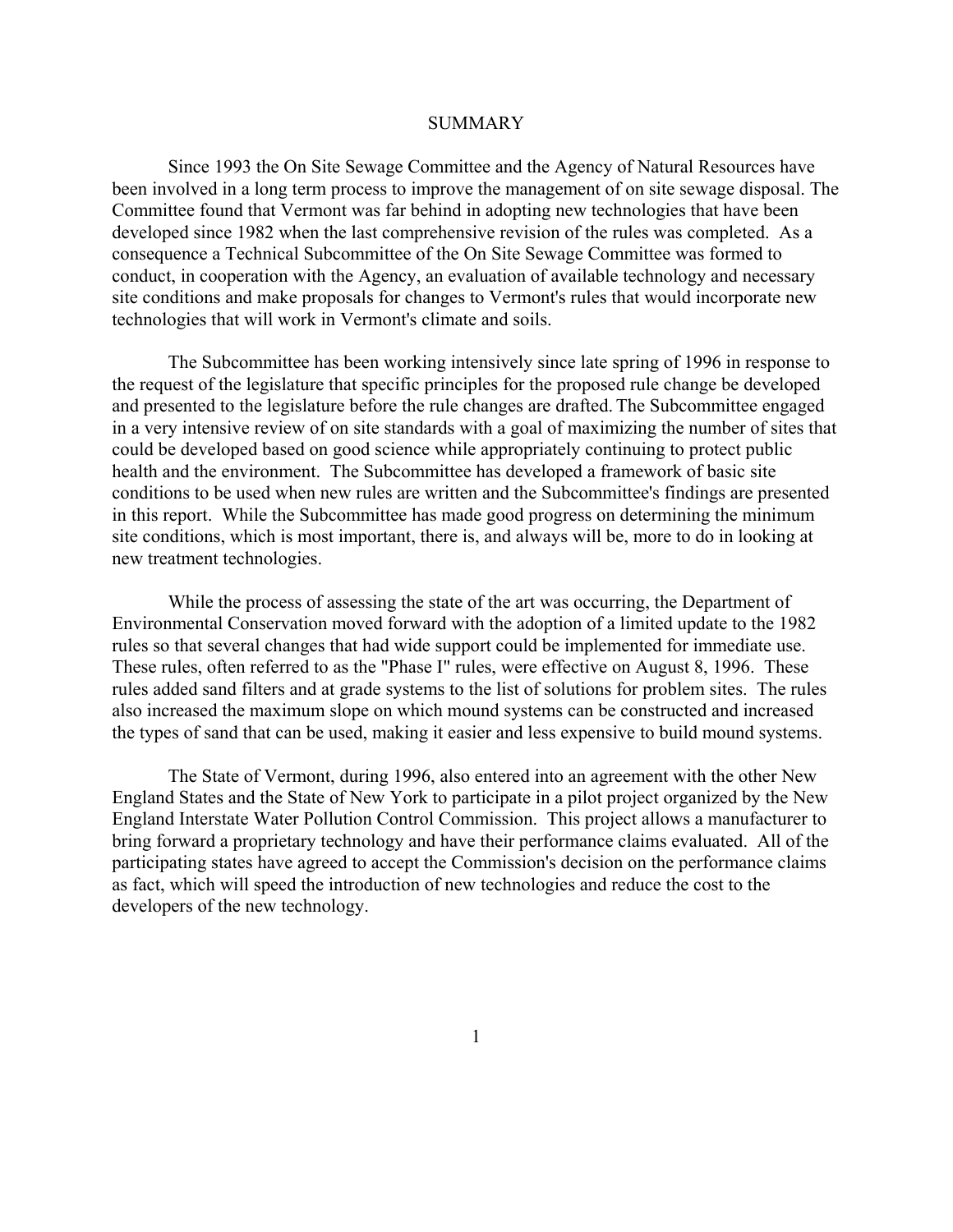# SUMMARY

Since 1993 the On Site Sewage Committee and the Agency of Natural Resources have been involved in a long term process to improve the management of on site sewage disposal. The Committee found that Vermont was far behind in adopting new technologies that have been developed since 1982 when the last comprehensive revision of the rules was completed. As a consequence a Technical Subcommittee of the On Site Sewage Committee was formed to conduct, in cooperation with the Agency, an evaluation of available technology and necessary site conditions and make proposals for changes to Vermont's rules that would incorporate new technologies that will work in Vermont's climate and soils.

The Subcommittee has been working intensively since late spring of 1996 in response to the request of the legislature that specific principles for the proposed rule change be developed and presented to the legislature before the rule changes are drafted. The Subcommittee engaged in a very intensive review of on site standards with a goal of maximizing the number of sites that could be developed based on good science while appropriately continuing to protect public health and the environment. The Subcommittee has developed a framework of basic site conditions to be used when new rules are written and the Subcommittee's findings are presented in this report. While the Subcommittee has made good progress on determining the minimum site conditions, which is most important, there is, and always will be, more to do in looking at new treatment technologies.

While the process of assessing the state of the art was occurring, the Department of Environmental Conservation moved forward with the adoption of a limited update to the 1982 rules so that several changes that had wide support could be implemented for immediate use. These rules, often referred to as the "Phase I" rules, were effective on August 8, 1996. These rules added sand filters and at grade systems to the list of solutions for problem sites. The rules also increased the maximum slope on which mound systems can be constructed and increased the types of sand that can be used, making it easier and less expensive to build mound systems.

The State of Vermont, during 1996, also entered into an agreement with the other New England States and the State of New York to participate in a pilot project organized by the New England Interstate Water Pollution Control Commission. This project allows a manufacturer to bring forward a proprietary technology and have their performance claims evaluated. All of the participating states have agreed to accept the Commission's decision on the performance claims as fact, which will speed the introduction of new technologies and reduce the cost to the developers of the new technology.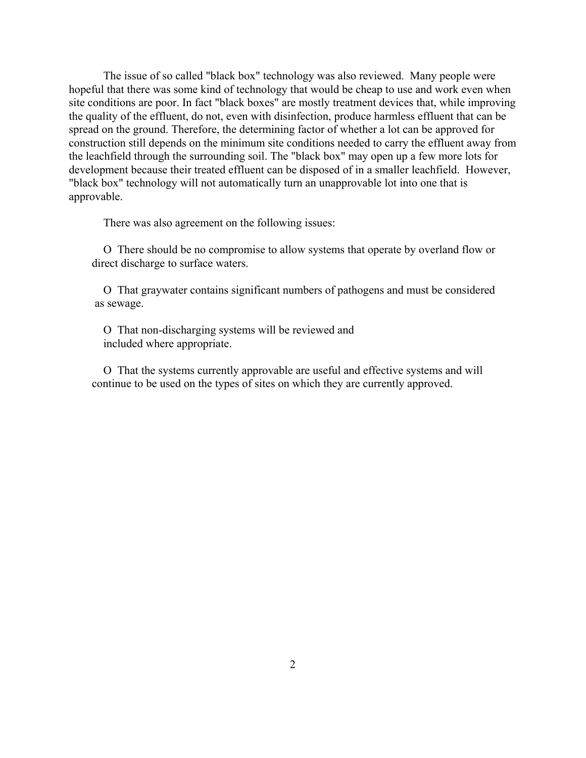The issue of so called "black box" technology was also reviewed. Many people were hopeful that there was some kind of technology that would be cheap to use and work even when site conditions are poor. In fact "black boxes" are mostly treatment devices that, while improving the quality of the effluent, do not, even with disinfection, produce harmless effluent that can be spread on the ground. Therefore, the determining factor of whether a lot can be approved for construction still depends on the minimum site conditions needed to carry the effluent away from the leachfield through the surrounding soil. The "black box" may open up a few more lots for development because their treated effluent can be disposed of in a smaller leachfield. However, "black box" technology will not automatically turn an unapprovable lot into one that is approvable.

There was also agreement on the following issues:

- There should be no compromise to allow systems that operate by overland flow or direct discharge to surface waters.
- That graywater contains significant numbers of pathogens and must be considered as sewage.
- That non-discharging systems will be reviewed and included where appropriate.
- That the systems currently approvable are useful and effective systems and will continue to be used on the types of sites on which they are currently approved.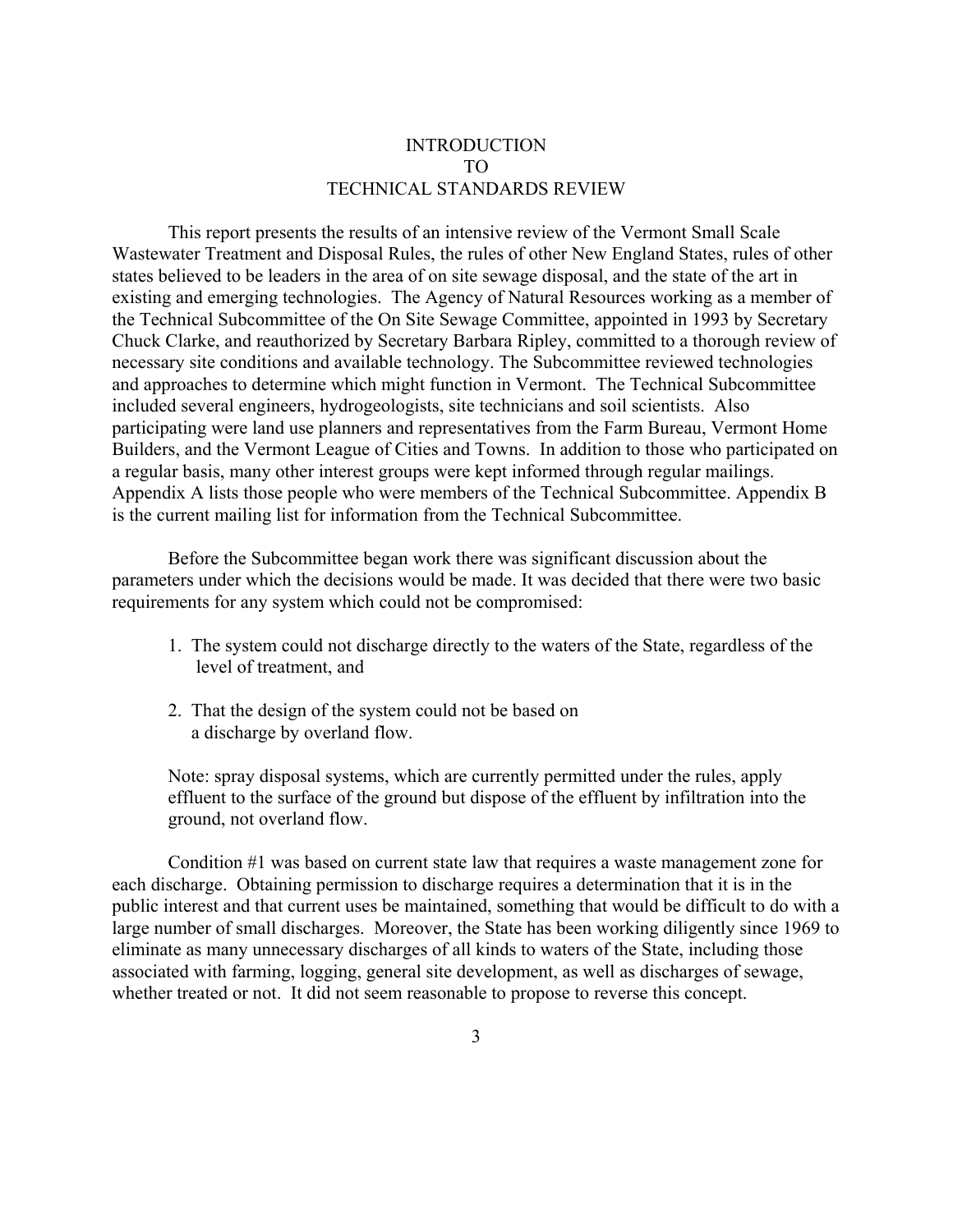# INTRODUCTION TO TECHNICAL STANDARDS REVIEW

This report presents the results of an intensive review of the Vermont Small Scale Wastewater Treatment and Disposal Rules, the rules of other New England States, rules of other states believed to be leaders in the area of on site sewage disposal, and the state of the art in existing and emerging technologies. The Agency of Natural Resources working as a member of the Technical Subcommittee of the On Site Sewage Committee, appointed in 1993 by Secretary Chuck Clarke, and reauthorized by Secretary Barbara Ripley, committed to a thorough review of necessary site conditions and available technology. The Subcommittee reviewed technologies and approaches to determine which might function in Vermont. The Technical Subcommittee included several engineers, hydrogeologists, site technicians and soil scientists. Also participating were land use planners and representatives from the Farm Bureau, Vermont Home Builders, and the Vermont League of Cities and Towns. In addition to those who participated on a regular basis, many other interest groups were kept informed through regular mailings. Appendix A lists those people who were members of the Technical Subcommittee. Appendix B is the current mailing list for information from the Technical Subcommittee.

Before the Subcommittee began work there was significant discussion about the parameters under which the decisions would be made. It was decided that there were two basic requirements for any system which could not be compromised:

1. The system could not discharge directly to the waters of the State, regardless of the level of treatment, and
2. That the design of the system could not be based on a discharge by overland flow.

Note: spray disposal systems, which are currently permitted under the rules, apply effluent to the surface of the ground but dispose of the effluent by infiltration into the ground, not overland flow.

Condition #1 was based on current state law that requires a waste management zone for each discharge. Obtaining permission to discharge requires a determination that it is in the public interest and that current uses be maintained, something that would be difficult to do with a large number of small discharges. Moreover, the State has been working diligently since 1969 to eliminate as many unnecessary discharges of all kinds to waters of the State, including those associated with farming, logging, general site development, as well as discharges of sewage, whether treated or not. It did not seem reasonable to propose to reverse this concept.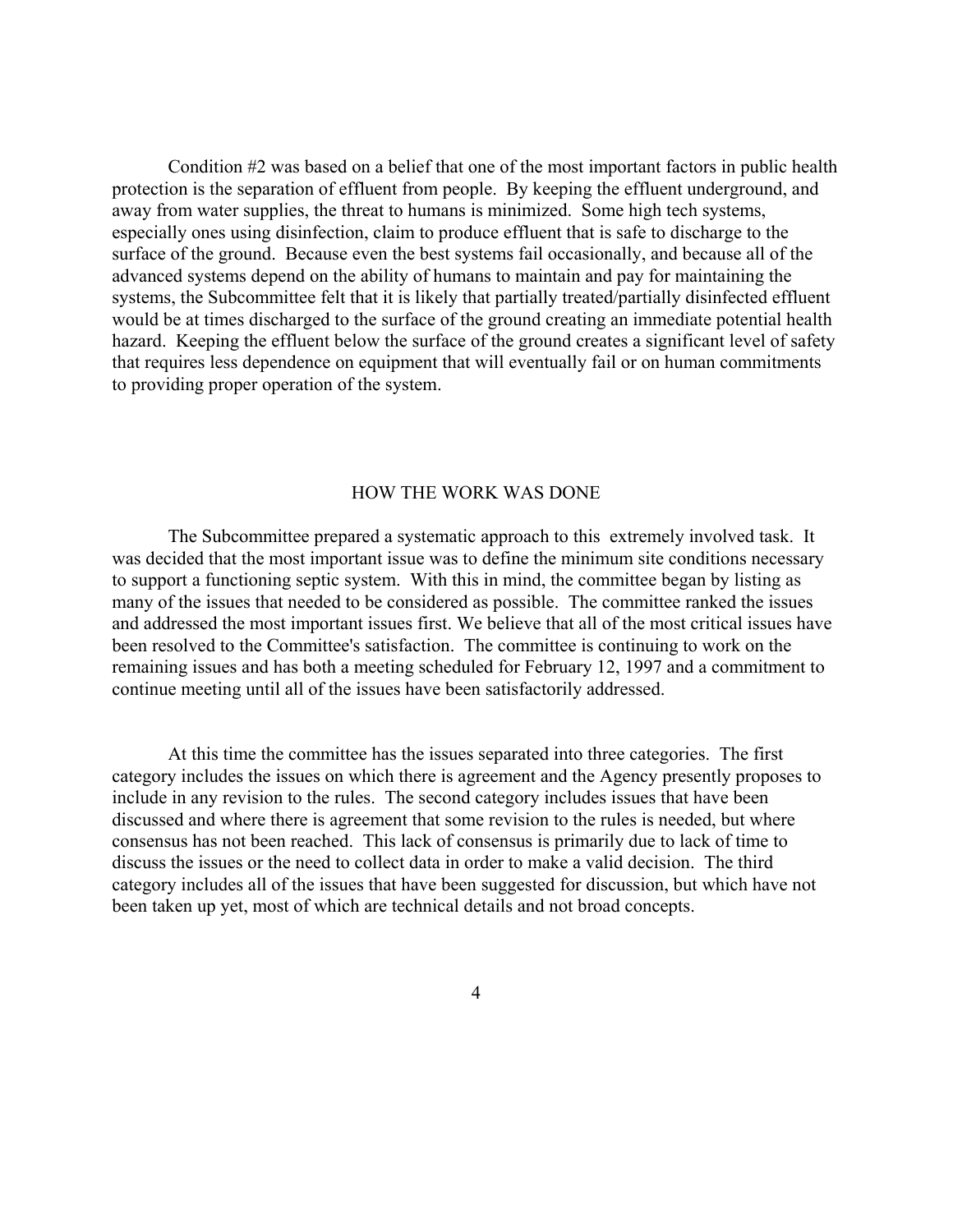Condition #2 was based on a belief that one of the most important factors in public health protection is the separation of effluent from people. By keeping the effluent underground, and away from water supplies, the threat to humans is minimized. Some high tech systems, especially ones using disinfection, claim to produce effluent that is safe to discharge to the surface of the ground. Because even the best systems fail occasionally, and because all of the advanced systems depend on the ability of humans to maintain and pay for maintaining the systems, the Subcommittee felt that it is likely that partially treated/partially disinfected effluent would be at times discharged to the surface of the ground creating an immediate potential health hazard. Keeping the effluent below the surface of the ground creates a significant level of safety that requires less dependence on equipment that will eventually fail or on human commitments to providing proper operation of the system.

## HOW THE WORK WAS DONE

The Subcommittee prepared a systematic approach to this extremely involved task. It was decided that the most important issue was to define the minimum site conditions necessary to support a functioning septic system. With this in mind, the committee began by listing as many of the issues that needed to be considered as possible. The committee ranked the issues and addressed the most important issues first. We believe that all of the most critical issues have been resolved to the Committee's satisfaction. The committee is continuing to work on the remaining issues and has both a meeting scheduled for February 12, 1997 and a commitment to continue meeting until all of the issues have been satisfactorily addressed.

At this time the committee has the issues separated into three categories. The first category includes the issues on which there is agreement and the Agency presently proposes to include in any revision to the rules. The second category includes issues that have been discussed and where there is agreement that some revision to the rules is needed, but where consensus has not been reached. This lack of consensus is primarily due to lack of time to discuss the issues or the need to collect data in order to make a valid decision. The third category includes all of the issues that have been suggested for discussion, but which have not been taken up yet, most of which are technical details and not broad concepts.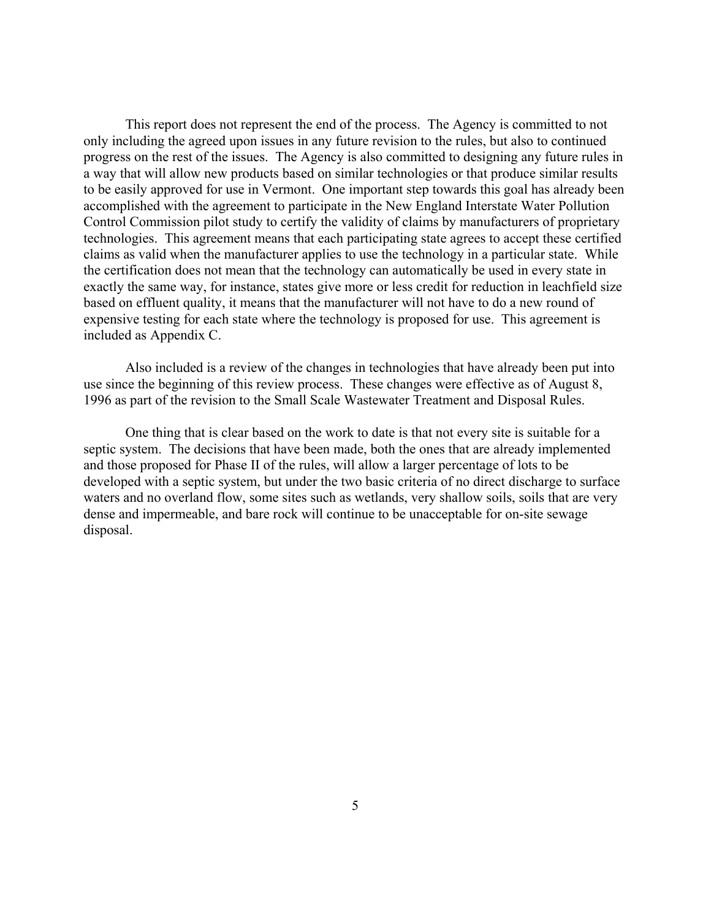This report does not represent the end of the process. The Agency is committed to not only including the agreed upon issues in any future revision to the rules, but also to continued progress on the rest of the issues. The Agency is also committed to designing any future rules in a way that will allow new products based on similar technologies or that produce similar results to be easily approved for use in Vermont. One important step towards this goal has already been accomplished with the agreement to participate in the New England Interstate Water Pollution Control Commission pilot study to certify the validity of claims by manufacturers of proprietary technologies. This agreement means that each participating state agrees to accept these certified claims as valid when the manufacturer applies to use the technology in a particular state. While the certification does not mean that the technology can automatically be used in every state in exactly the same way, for instance, states give more or less credit for reduction in leachfield size based on effluent quality, it means that the manufacturer will not have to do a new round of expensive testing for each state where the technology is proposed for use. This agreement is included as Appendix C.

Also included is a review of the changes in technologies that have already been put into use since the beginning of this review process. These changes were effective as of August 8, 1996 as part of the revision to the Small Scale Wastewater Treatment and Disposal Rules.

One thing that is clear based on the work to date is that not every site is suitable for a septic system. The decisions that have been made, both the ones that are already implemented and those proposed for Phase II of the rules, will allow a larger percentage of lots to be developed with a septic system, but under the two basic criteria of no direct discharge to surface waters and no overland flow, some sites such as wetlands, very shallow soils, soils that are very dense and impermeable, and bare rock will continue to be unacceptable for on-site sewage disposal.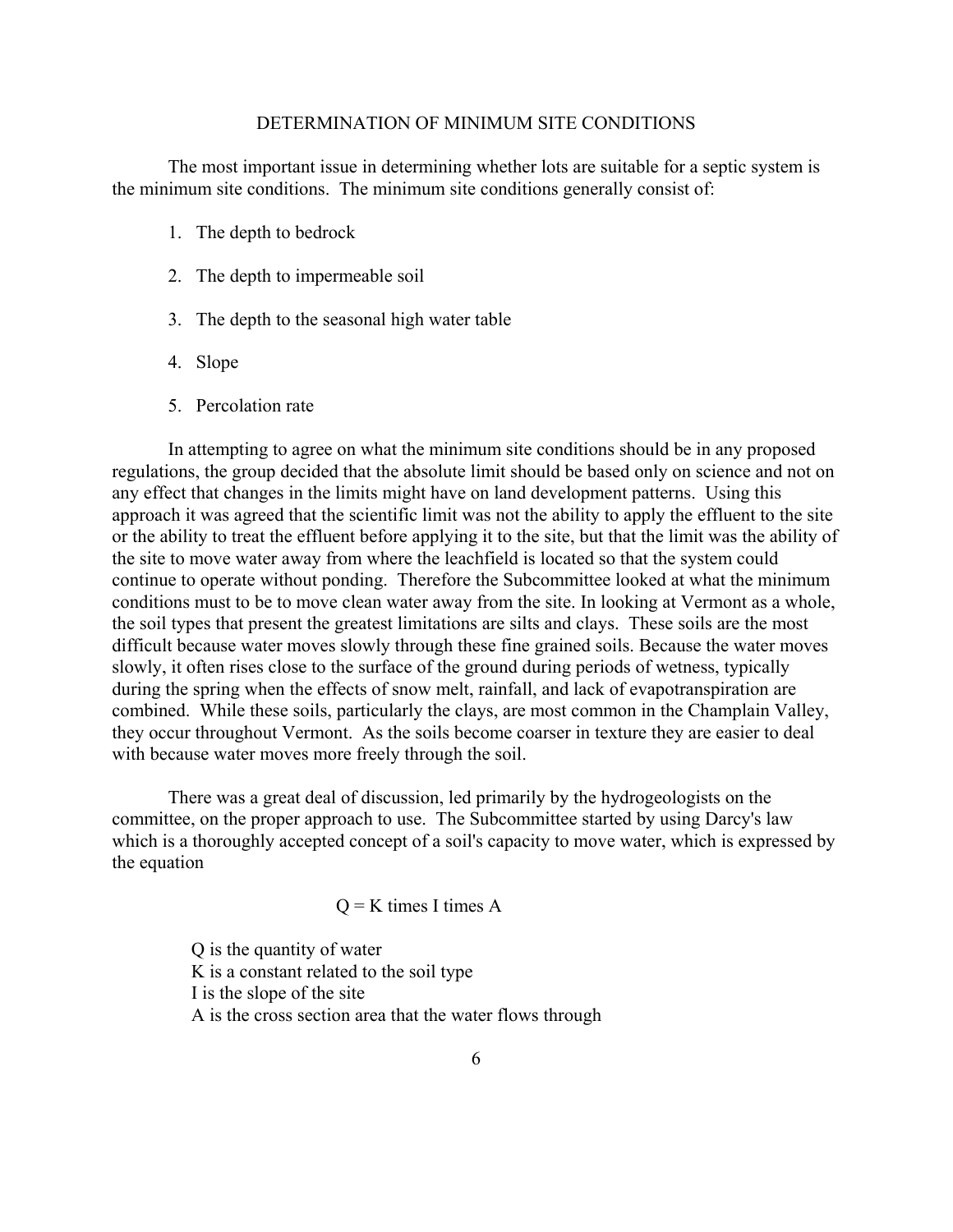## DETERMINATION OF MINIMUM SITE CONDITIONS

The most important issue in determining whether lots are suitable for a septic system is the minimum site conditions. The minimum site conditions generally consist of:

1. The depth to bedrock
2. The depth to impermeable soil
3. The depth to the seasonal high water table
4. Slope
5. Percolation rate

In attempting to agree on what the minimum site conditions should be in any proposed regulations, the group decided that the absolute limit should be based only on science and not on any effect that changes in the limits might have on land development patterns. Using this approach it was agreed that the scientific limit was not the ability to apply the effluent to the site or the ability to treat the effluent before applying it to the site, but that the limit was the ability of the site to move water away from where the leachfield is located so that the system could continue to operate without ponding. Therefore the Subcommittee looked at what the minimum conditions must to be to move clean water away from the site. In looking at Vermont as a whole, the soil types that present the greatest limitations are silts and clays. These soils are the most difficult because water moves slowly through these fine grained soils. Because the water moves slowly, it often rises close to the surface of the ground during periods of wetness, typically during the spring when the effects of snow melt, rainfall, and lack of evapotranspiration are combined. While these soils, particularly the clays, are most common in the Champlain Valley, they occur throughout Vermont. As the soils become coarser in texture they are easier to deal with because water moves more freely through the soil.

There was a great deal of discussion, led primarily by the hydrogeologists on the committee, on the proper approach to use. The Subcommittee started by using Darcy's law which is a thoroughly accepted concept of a soil's capacity to move water, which is expressed by the equation

$$Q = K \text{ times } I \text{ times } A$$

Q is the quantity of water
K is a constant related to the soil type
I is the slope of the site
A is the cross section area that the water flows through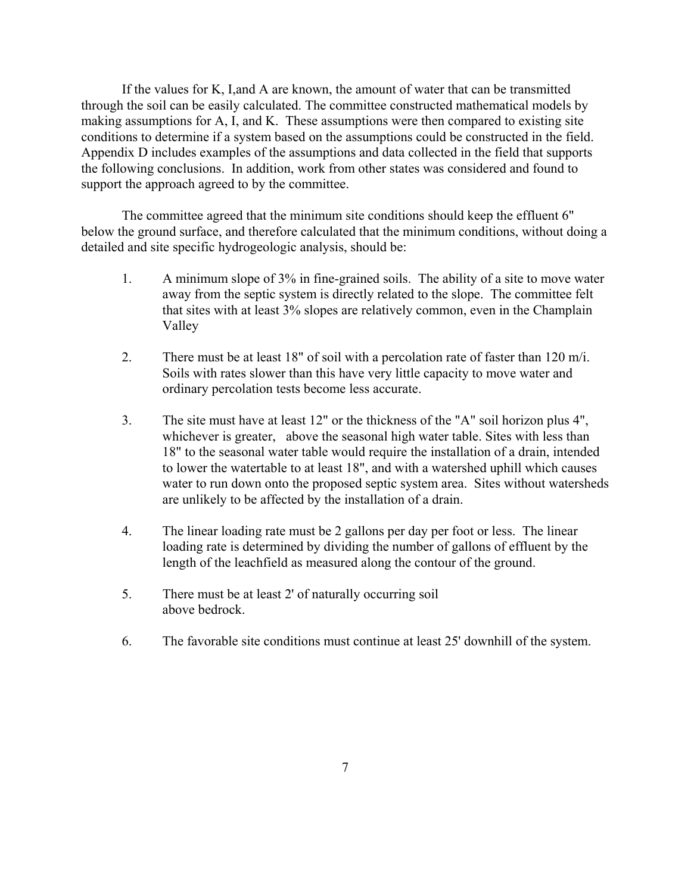If the values for K, I,and A are known, the amount of water that can be transmitted through the soil can be easily calculated. The committee constructed mathematical models by making assumptions for A, I, and K. These assumptions were then compared to existing site conditions to determine if a system based on the assumptions could be constructed in the field. Appendix D includes examples of the assumptions and data collected in the field that supports the following conclusions. In addition, work from other states was considered and found to support the approach agreed to by the committee.

The committee agreed that the minimum site conditions should keep the effluent 6" below the ground surface, and therefore calculated that the minimum conditions, without doing a detailed and site specific hydrogeologic analysis, should be:

1. A minimum slope of 3% in fine-grained soils. The ability of a site to move water away from the septic system is directly related to the slope. The committee felt that sites with at least 3% slopes are relatively common, even in the Champlain Valley

2. There must be at least 18" of soil with a percolation rate of faster than 120 m/i. Soils with rates slower than this have very little capacity to move water and ordinary percolation tests become less accurate.

3. The site must have at least 12" or the thickness of the "A" soil horizon plus 4", whichever is greater, above the seasonal high water table. Sites with less than 18" to the seasonal water table would require the installation of a drain, intended to lower the watertable to at least 18", and with a watershed uphill which causes water to run down onto the proposed septic system area. Sites without watersheds are unlikely to be affected by the installation of a drain.

4. The linear loading rate must be 2 gallons per day per foot or less. The linear loading rate is determined by dividing the number of gallons of effluent by the length of the leachfield as measured along the contour of the ground.

5. There must be at least 2' of naturally occurring soil above bedrock.

6. The favorable site conditions must continue at least 25' downhill of the system.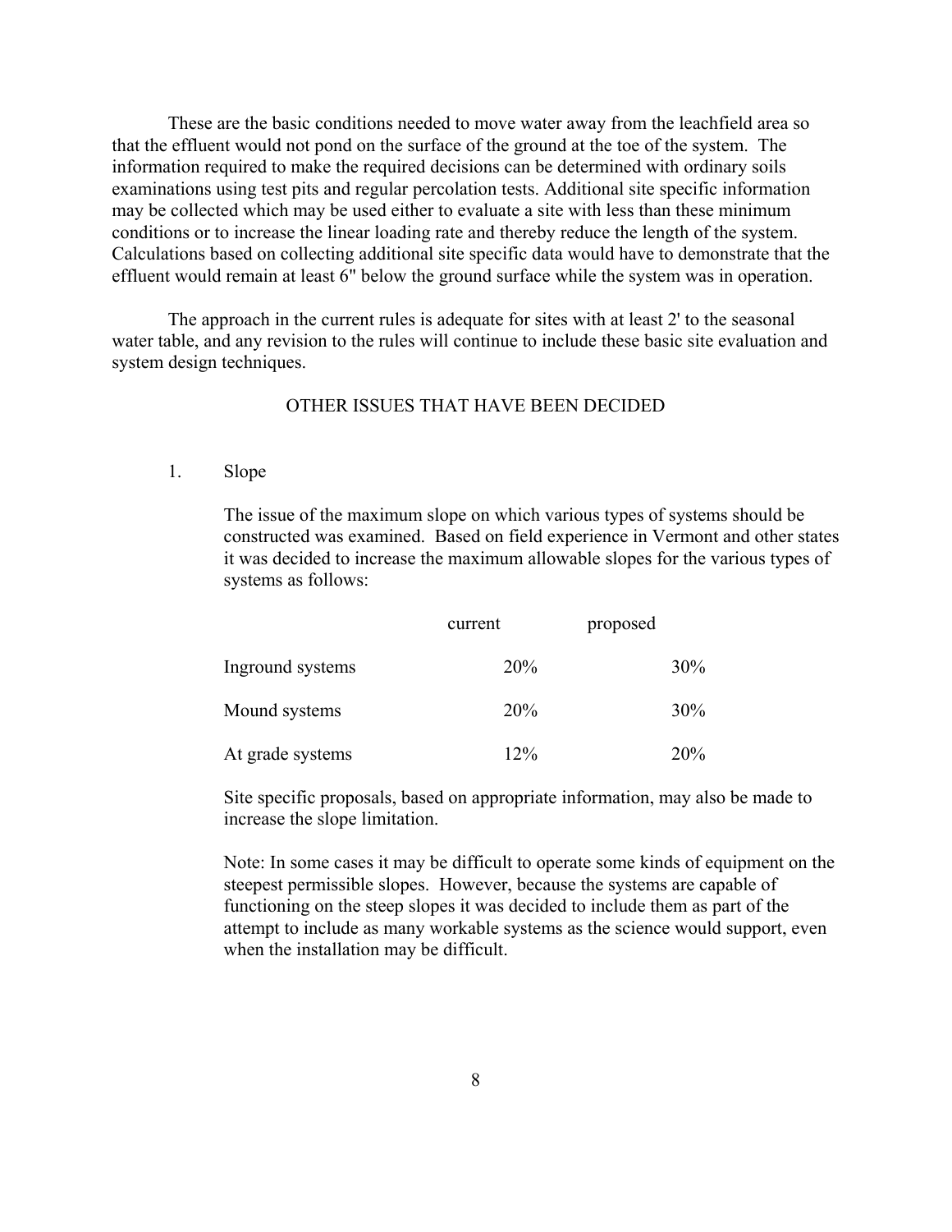These are the basic conditions needed to move water away from the leachfield area so that the effluent would not pond on the surface of the ground at the toe of the system. The information required to make the required decisions can be determined with ordinary soils examinations using test pits and regular percolation tests. Additional site specific information may be collected which may be used either to evaluate a site with less than these minimum conditions or to increase the linear loading rate and thereby reduce the length of the system. Calculations based on collecting additional site specific data would have to demonstrate that the effluent would remain at least 6" below the ground surface while the system was in operation.

The approach in the current rules is adequate for sites with at least 2' to the seasonal water table, and any revision to the rules will continue to include these basic site evaluation and system design techniques.

## OTHER ISSUES THAT HAVE BEEN DECIDED

1. Slope

   The issue of the maximum slope on which various types of systems should be constructed was examined. Based on field experience in Vermont and other states it was decided to increase the maximum allowable slopes for the various types of systems as follows:

   | | current | proposed |
   |---|---|---|
   | Inground systems | 20% | 30% |
   | Mound systems | 20% | 30% |
   | At grade systems | 12% | 20% |

   Site specific proposals, based on appropriate information, may also be made to increase the slope limitation.

   Note: In some cases it may be difficult to operate some kinds of equipment on the steepest permissible slopes. However, because the systems are capable of functioning on the steep slopes it was decided to include them as part of the attempt to include as many workable systems as the science would support, even when the installation may be difficult.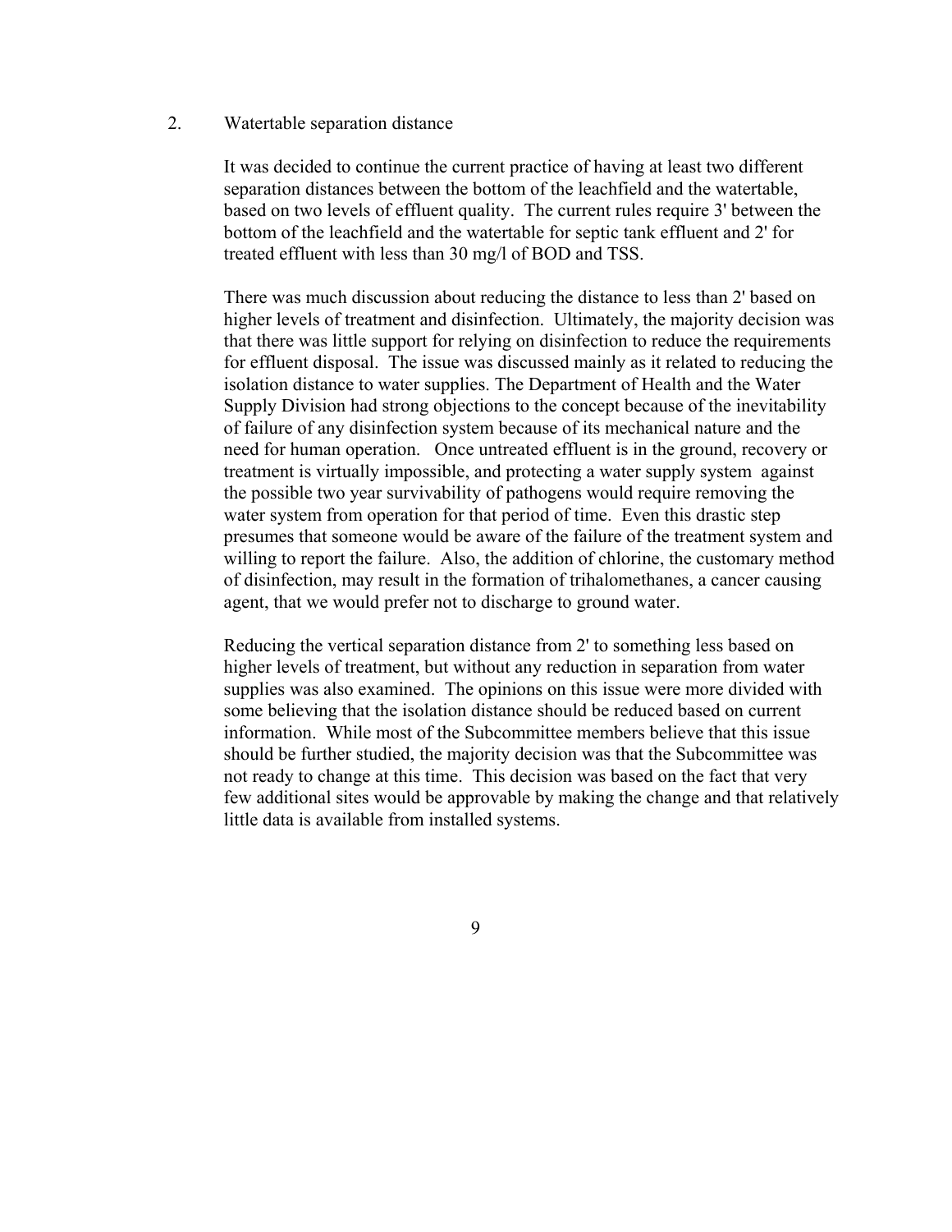2. Watertable separation distance

It was decided to continue the current practice of having at least two different separation distances between the bottom of the leachfield and the watertable, based on two levels of effluent quality. The current rules require 3' between the bottom of the leachfield and the watertable for septic tank effluent and 2' for treated effluent with less than 30 mg/l of BOD and TSS.

There was much discussion about reducing the distance to less than 2' based on higher levels of treatment and disinfection. Ultimately, the majority decision was that there was little support for relying on disinfection to reduce the requirements for effluent disposal. The issue was discussed mainly as it related to reducing the isolation distance to water supplies. The Department of Health and the Water Supply Division had strong objections to the concept because of the inevitability of failure of any disinfection system because of its mechanical nature and the need for human operation. Once untreated effluent is in the ground, recovery or treatment is virtually impossible, and protecting a water supply system against the possible two year survivability of pathogens would require removing the water system from operation for that period of time. Even this drastic step presumes that someone would be aware of the failure of the treatment system and willing to report the failure. Also, the addition of chlorine, the customary method of disinfection, may result in the formation of trihalomethanes, a cancer causing agent, that we would prefer not to discharge to ground water.

Reducing the vertical separation distance from 2' to something less based on higher levels of treatment, but without any reduction in separation from water supplies was also examined. The opinions on this issue were more divided with some believing that the isolation distance should be reduced based on current information. While most of the Subcommittee members believe that this issue should be further studied, the majority decision was that the Subcommittee was not ready to change at this time. This decision was based on the fact that very few additional sites would be approvable by making the change and that relatively little data is available from installed systems.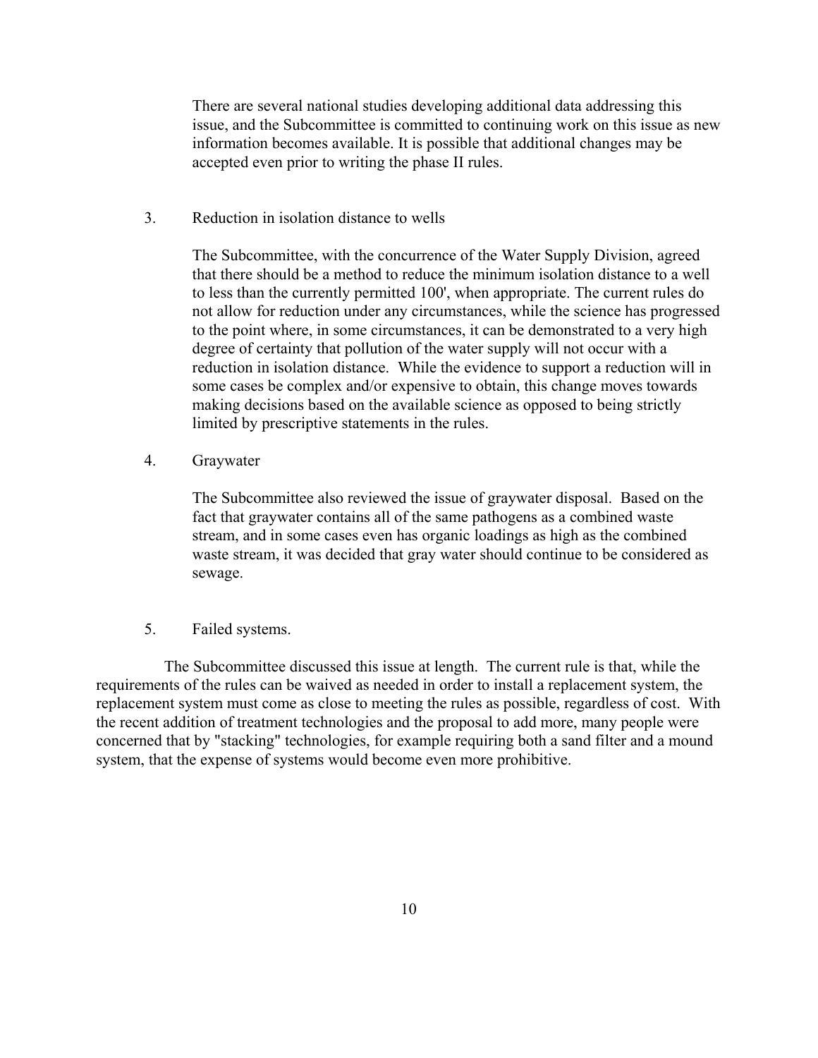There are several national studies developing additional data addressing this issue, and the Subcommittee is committed to continuing work on this issue as new information becomes available. It is possible that additional changes may be accepted even prior to writing the phase II rules.

3. Reduction in isolation distance to wells

   The Subcommittee, with the concurrence of the Water Supply Division, agreed that there should be a method to reduce the minimum isolation distance to a well to less than the currently permitted 100', when appropriate. The current rules do not allow for reduction under any circumstances, while the science has progressed to the point where, in some circumstances, it can be demonstrated to a very high degree of certainty that pollution of the water supply will not occur with a reduction in isolation distance. While the evidence to support a reduction will in some cases be complex and/or expensive to obtain, this change moves towards making decisions based on the available science as opposed to being strictly limited by prescriptive statements in the rules.

4. Graywater

   The Subcommittee also reviewed the issue of graywater disposal. Based on the fact that graywater contains all of the same pathogens as a combined waste stream, and in some cases even has organic loadings as high as the combined waste stream, it was decided that gray water should continue to be considered as sewage.

5. Failed systems.

The Subcommittee discussed this issue at length. The current rule is that, while the requirements of the rules can be waived as needed in order to install a replacement system, the replacement system must come as close to meeting the rules as possible, regardless of cost. With the recent addition of treatment technologies and the proposal to add more, many people were concerned that by "stacking" technologies, for example requiring both a sand filter and a mound system, that the expense of systems would become even more prohibitive.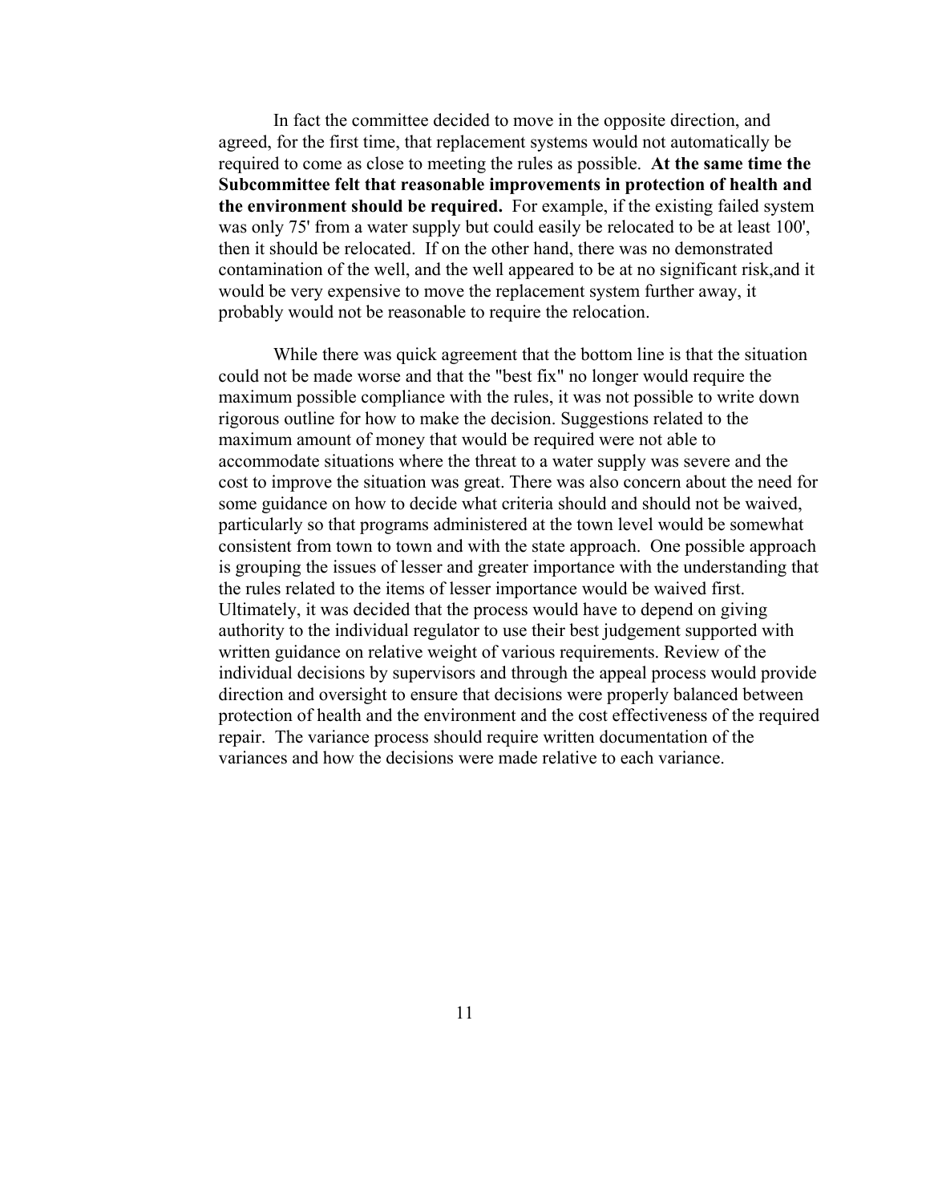In fact the committee decided to move in the opposite direction, and agreed, for the first time, that replacement systems would not automatically be required to come as close to meeting the rules as possible. **At the same time the Subcommittee felt that reasonable improvements in protection of health and the environment should be required.** For example, if the existing failed system was only 75' from a water supply but could easily be relocated to be at least 100', then it should be relocated. If on the other hand, there was no demonstrated contamination of the well, and the well appeared to be at no significant risk,and it would be very expensive to move the replacement system further away, it probably would not be reasonable to require the relocation.

While there was quick agreement that the bottom line is that the situation could not be made worse and that the "best fix" no longer would require the maximum possible compliance with the rules, it was not possible to write down rigorous outline for how to make the decision. Suggestions related to the maximum amount of money that would be required were not able to accommodate situations where the threat to a water supply was severe and the cost to improve the situation was great. There was also concern about the need for some guidance on how to decide what criteria should and should not be waived, particularly so that programs administered at the town level would be somewhat consistent from town to town and with the state approach. One possible approach is grouping the issues of lesser and greater importance with the understanding that the rules related to the items of lesser importance would be waived first. Ultimately, it was decided that the process would have to depend on giving authority to the individual regulator to use their best judgement supported with written guidance on relative weight of various requirements. Review of the individual decisions by supervisors and through the appeal process would provide direction and oversight to ensure that decisions were properly balanced between protection of health and the environment and the cost effectiveness of the required repair. The variance process should require written documentation of the variances and how the decisions were made relative to each variance.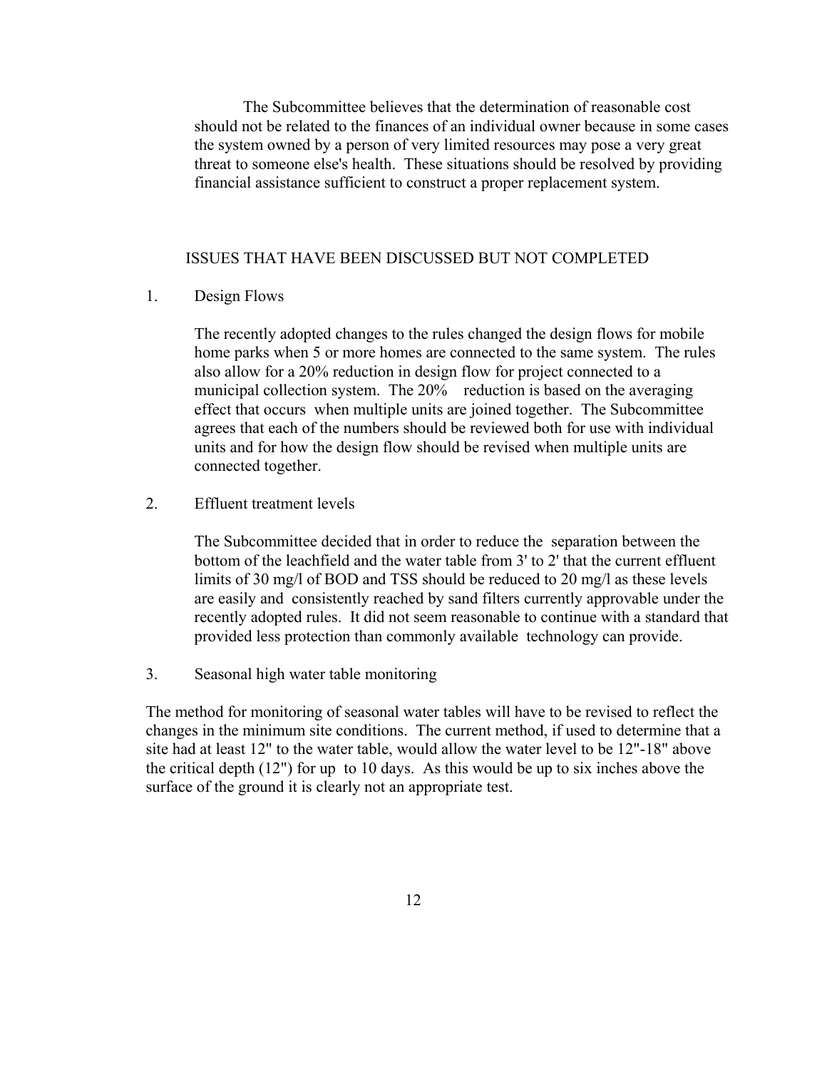The Subcommittee believes that the determination of reasonable cost should not be related to the finances of an individual owner because in some cases the system owned by a person of very limited resources may pose a very great threat to someone else's health. These situations should be resolved by providing financial assistance sufficient to construct a proper replacement system.

## ISSUES THAT HAVE BEEN DISCUSSED BUT NOT COMPLETED

1. Design Flows

   The recently adopted changes to the rules changed the design flows for mobile home parks when 5 or more homes are connected to the same system. The rules also allow for a 20% reduction in design flow for project connected to a municipal collection system. The 20% reduction is based on the averaging effect that occurs when multiple units are joined together. The Subcommittee agrees that each of the numbers should be reviewed both for use with individual units and for how the design flow should be revised when multiple units are connected together.

2. Effluent treatment levels

   The Subcommittee decided that in order to reduce the separation between the bottom of the leachfield and the water table from 3' to 2' that the current effluent limits of 30 mg/l of BOD and TSS should be reduced to 20 mg/l as these levels are easily and consistently reached by sand filters currently approvable under the recently adopted rules. It did not seem reasonable to continue with a standard that provided less protection than commonly available technology can provide.

3. Seasonal high water table monitoring

The method for monitoring of seasonal water tables will have to be revised to reflect the changes in the minimum site conditions. The current method, if used to determine that a site had at least 12" to the water table, would allow the water level to be 12"-18" above the critical depth (12") for up to 10 days. As this would be up to six inches above the surface of the ground it is clearly not an appropriate test.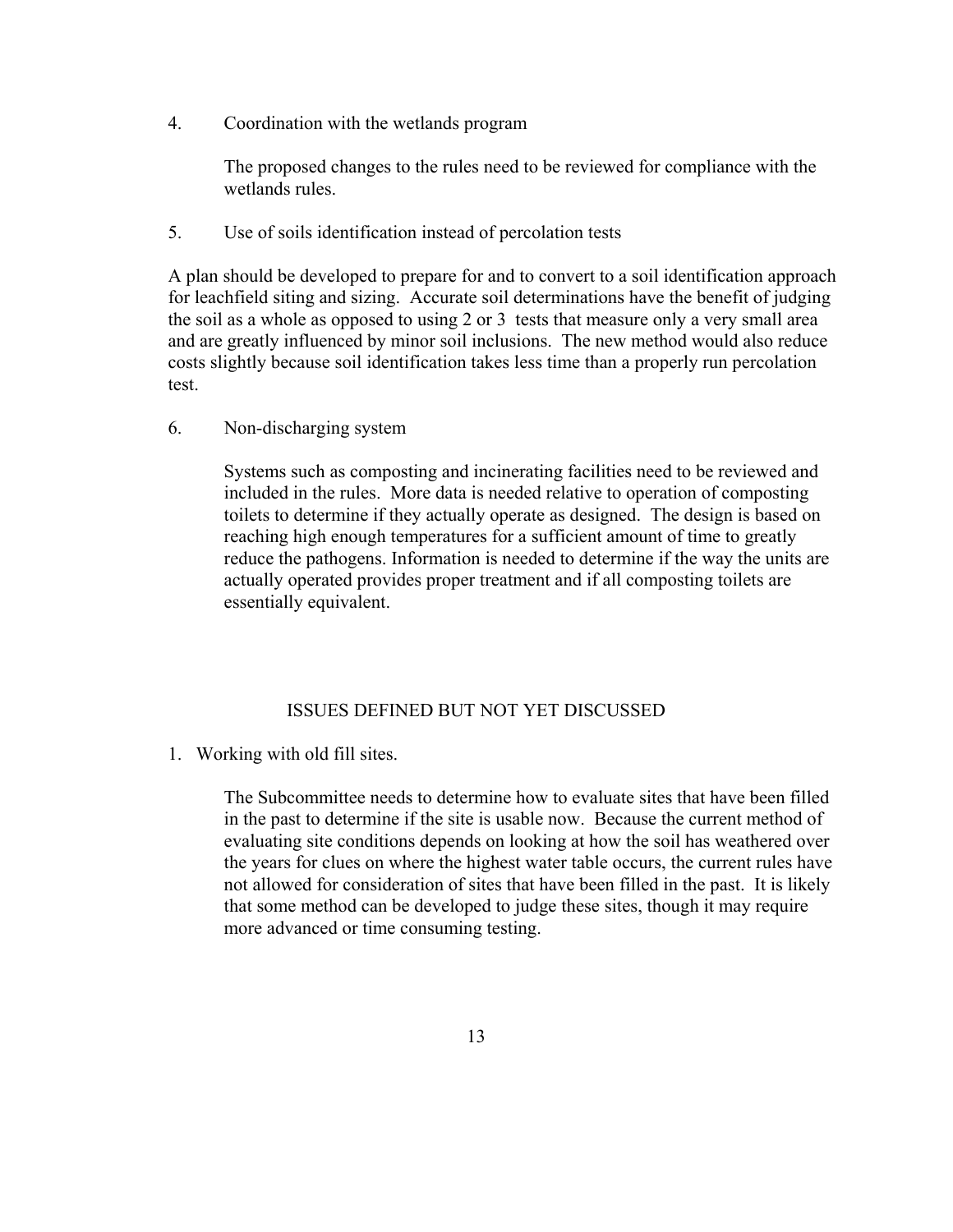4. Coordination with the wetlands program

    The proposed changes to the rules need to be reviewed for compliance with the wetlands rules.

5. Use of soils identification instead of percolation tests

A plan should be developed to prepare for and to convert to a soil identification approach for leachfield siting and sizing. Accurate soil determinations have the benefit of judging the soil as a whole as opposed to using 2 or 3 tests that measure only a very small area and are greatly influenced by minor soil inclusions. The new method would also reduce costs slightly because soil identification takes less time than a properly run percolation test.

6. Non-discharging system

    Systems such as composting and incinerating facilities need to be reviewed and included in the rules. More data is needed relative to operation of composting toilets to determine if they actually operate as designed. The design is based on reaching high enough temperatures for a sufficient amount of time to greatly reduce the pathogens. Information is needed to determine if the way the units are actually operated provides proper treatment and if all composting toilets are essentially equivalent.

## ISSUES DEFINED BUT NOT YET DISCUSSED

1. Working with old fill sites.

    The Subcommittee needs to determine how to evaluate sites that have been filled in the past to determine if the site is usable now. Because the current method of evaluating site conditions depends on looking at how the soil has weathered over the years for clues on where the highest water table occurs, the current rules have not allowed for consideration of sites that have been filled in the past. It is likely that some method can be developed to judge these sites, though it may require more advanced or time consuming testing.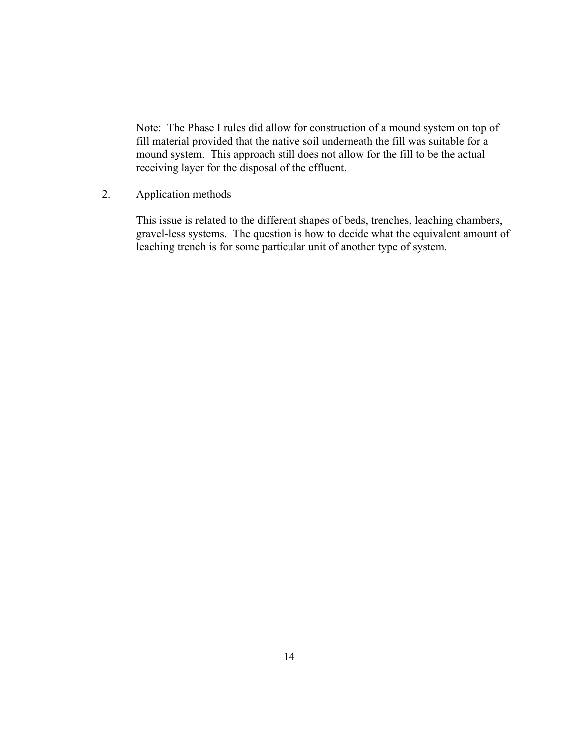Note: The Phase I rules did allow for construction of a mound system on top of fill material provided that the native soil underneath the fill was suitable for a mound system. This approach still does not allow for the fill to be the actual receiving layer for the disposal of the effluent.

2. Application methods

   This issue is related to the different shapes of beds, trenches, leaching chambers, gravel-less systems. The question is how to decide what the equivalent amount of leaching trench is for some particular unit of another type of system.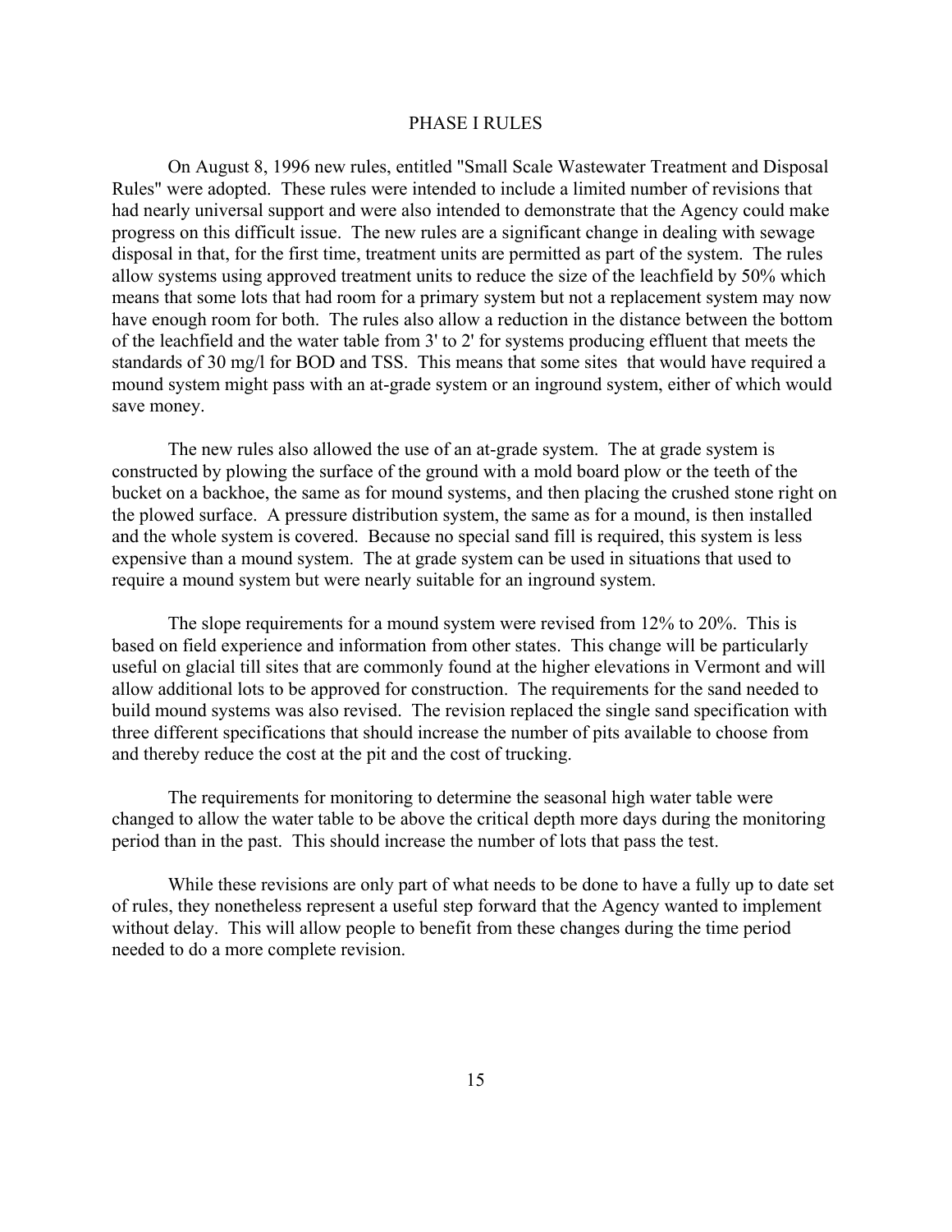## PHASE I RULES

On August 8, 1996 new rules, entitled "Small Scale Wastewater Treatment and Disposal Rules" were adopted. These rules were intended to include a limited number of revisions that had nearly universal support and were also intended to demonstrate that the Agency could make progress on this difficult issue. The new rules are a significant change in dealing with sewage disposal in that, for the first time, treatment units are permitted as part of the system. The rules allow systems using approved treatment units to reduce the size of the leachfield by 50% which means that some lots that had room for a primary system but not a replacement system may now have enough room for both. The rules also allow a reduction in the distance between the bottom of the leachfield and the water table from 3' to 2' for systems producing effluent that meets the standards of 30 mg/l for BOD and TSS. This means that some sites that would have required a mound system might pass with an at-grade system or an inground system, either of which would save money.

The new rules also allowed the use of an at-grade system. The at grade system is constructed by plowing the surface of the ground with a mold board plow or the teeth of the bucket on a backhoe, the same as for mound systems, and then placing the crushed stone right on the plowed surface. A pressure distribution system, the same as for a mound, is then installed and the whole system is covered. Because no special sand fill is required, this system is less expensive than a mound system. The at grade system can be used in situations that used to require a mound system but were nearly suitable for an inground system.

The slope requirements for a mound system were revised from 12% to 20%. This is based on field experience and information from other states. This change will be particularly useful on glacial till sites that are commonly found at the higher elevations in Vermont and will allow additional lots to be approved for construction. The requirements for the sand needed to build mound systems was also revised. The revision replaced the single sand specification with three different specifications that should increase the number of pits available to choose from and thereby reduce the cost at the pit and the cost of trucking.

The requirements for monitoring to determine the seasonal high water table were changed to allow the water table to be above the critical depth more days during the monitoring period than in the past. This should increase the number of lots that pass the test.

While these revisions are only part of what needs to be done to have a fully up to date set of rules, they nonetheless represent a useful step forward that the Agency wanted to implement without delay. This will allow people to benefit from these changes during the time period needed to do a more complete revision.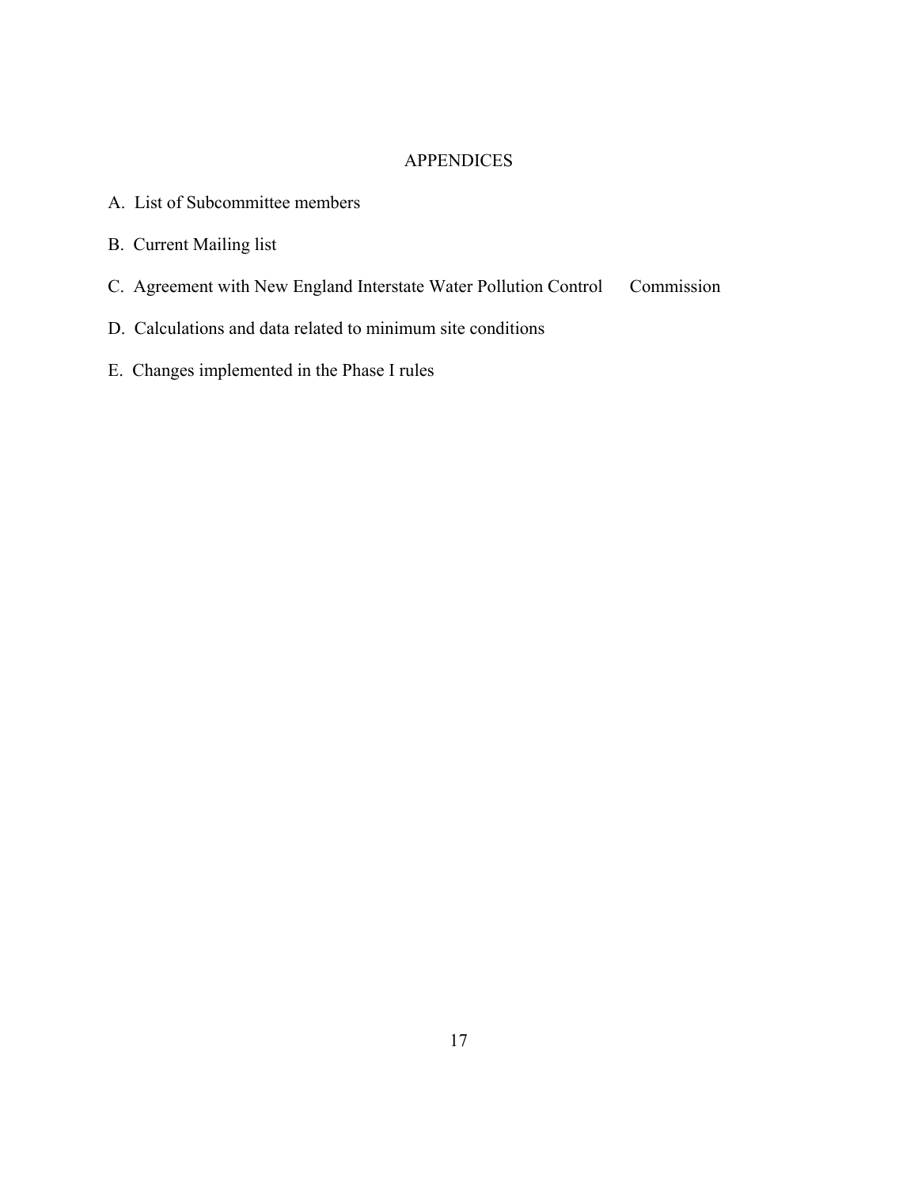# APPENDICES

A. List of Subcommittee members

B. Current Mailing list

C. Agreement with New England Interstate Water Pollution Control Commission

D. Calculations and data related to minimum site conditions

E. Changes implemented in the Phase I rules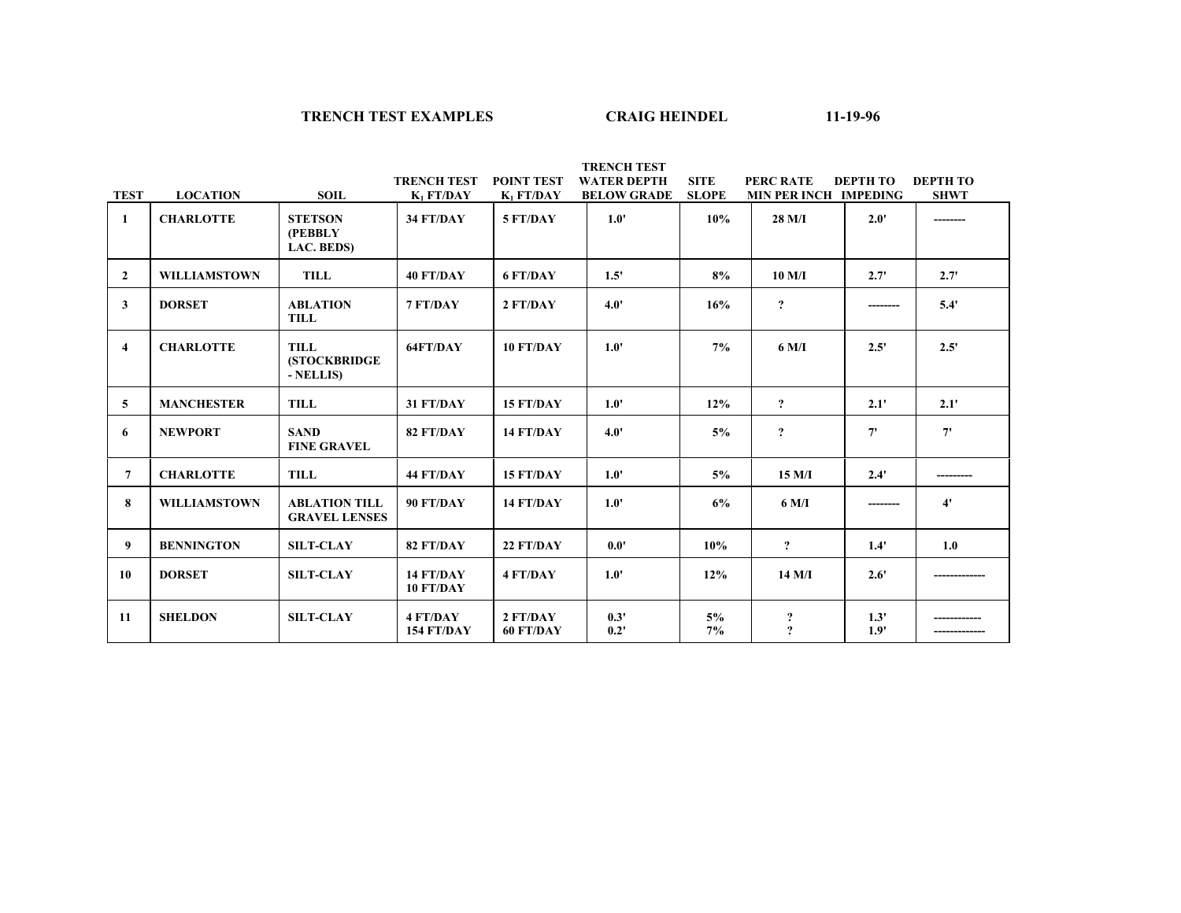**TRENCH TEST EXAMPLES** **CRAIG HEINDEL** **11-19-96**

| TEST | LOCATION | SOIL | TRENCH TEST $K_1$ FT/DAY | POINT TEST $K_1$ FT/DAY | TRENCH TEST WATER DEPTH BELOW GRADE | SITE SLOPE | PERC RATE MIN PER INCH | DEPTH TO IMPEDING | DEPTH TO SHWT |
|---|---|---|---|---|---|---|---|---|---|
| 1 | CHARLOTTE | STETSON (PEBBLY LAC. BEDS) | 34 FT/DAY | 5 FT/DAY | 1.0' | 10% | 28 M/I | 2.0' | -------- |
| 2 | WILLIAMSTOWN | TILL | 40 FT/DAY | 6 FT/DAY | 1.5' | 8% | 10 M/I | 2.7' | 2.7' |
| 3 | DORSET | ABLATION TILL | 7 FT/DAY | 2 FT/DAY | 4.0' | 16% | ? | -------- | 5.4' |
| 4 | CHARLOTTE | TILL (STOCKBRIDGE - NELLIS) | 64FT/DAY | 10 FT/DAY | 1.0' | 7% | 6 M/I | 2.5' | 2.5' |
| 5 | MANCHESTER | TILL | 31 FT/DAY | 15 FT/DAY | 1.0' | 12% | ? | 2.1' | 2.1' |
| 6 | NEWPORT | SAND FINE GRAVEL | 82 FT/DAY | 14 FT/DAY | 4.0' | 5% | ? | 7' | 7' |
| 7 | CHARLOTTE | TILL | 44 FT/DAY | 15 FT/DAY | 1.0' | 5% | 15 M/I | 2.4' | --------- |
| 8 | WILLIAMSTOWN | ABLATION TILL GRAVEL LENSES | 90 FT/DAY | 14 FT/DAY | 1.0' | 6% | 6 M/I | -------- | 4' |
| 9 | BENNINGTON | SILT-CLAY | 82 FT/DAY | 22 FT/DAY | 0.0' | 10% | ? | 1.4' | 1.0 |
| 10 | DORSET | SILT-CLAY | 14 FT/DAY<br>10 FT/DAY | 4 FT/DAY | 1.0' | 12% | 14 M/I | 2.6' | ------------- |
| 11 | SHELDON | SILT-CLAY | 4 FT/DAY<br>154 FT/DAY | 2 FT/DAY<br>60 FT/DAY | 0.3'<br>0.2' | 5%<br>7% | ?<br>? | 1.3'<br>1.9' | ------------<br>------------- |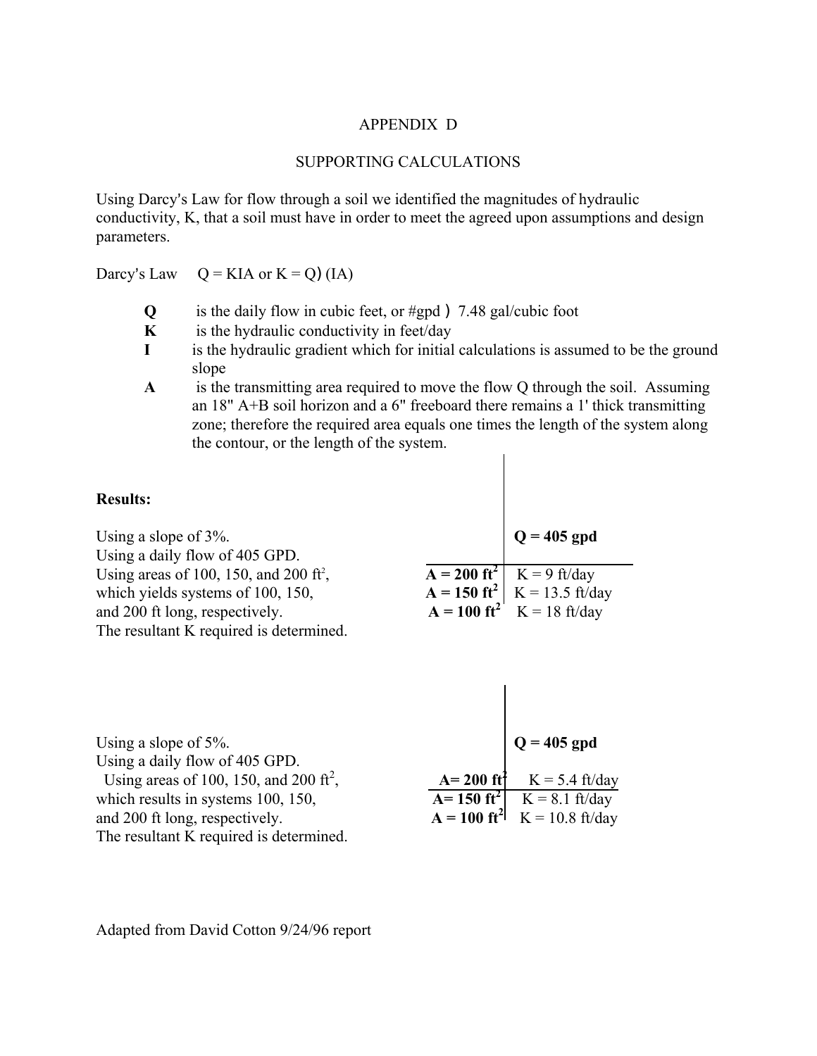# APPENDIX D

## SUPPORTING CALCULATIONS

Using Darcy's Law for flow through a soil we identified the magnitudes of hydraulic conductivity, K, that a soil must have in order to meet the agreed upon assumptions and design parameters.

Darcy's Law $Q = KIA$ or $K = Q \div (IA)$

- **Q** is the daily flow in cubic feet, or #gpd ÷ 7.48 gal/cubic foot
- **K** is the hydraulic conductivity in feet/day
- **I** is the hydraulic gradient which for initial calculations is assumed to be the ground slope
- **A** is the transmitting area required to move the flow Q through the soil. Assuming an 18" A+B soil horizon and a 6" freeboard there remains a 1' thick transmitting zone; therefore the required area equals one times the length of the system along the contour, or the length of the system.

**Results:**

Using a slope of 3%.
Using a daily flow of 405 GPD.
Using areas of 100, 150, and 200 ft², which yields systems of 100, 150, and 200 ft long, respectively.
The resultant K required is determined.

| | **Q = 405 gpd** |
|---|---|
| **A = 200 ft²** | K = 9 ft/day |
| **A = 150 ft²** | K = 13.5 ft/day |
| **A = 100 ft²** | K = 18 ft/day |

Using a slope of 5%.
Using a daily flow of 405 GPD.
Using areas of 100, 150, and 200 ft², which results in systems 100, 150, and 200 ft long, respectively.
The resultant K required is determined.

| | **Q = 405 gpd** |
|---|---|
| **A= 200 ft²** | K = 5.4 ft/day |
| **A= 150 ft²** | K = 8.1 ft/day |
| **A = 100 ft²** | K = 10.8 ft/day |

Adapted from David Cotton 9/24/96 report